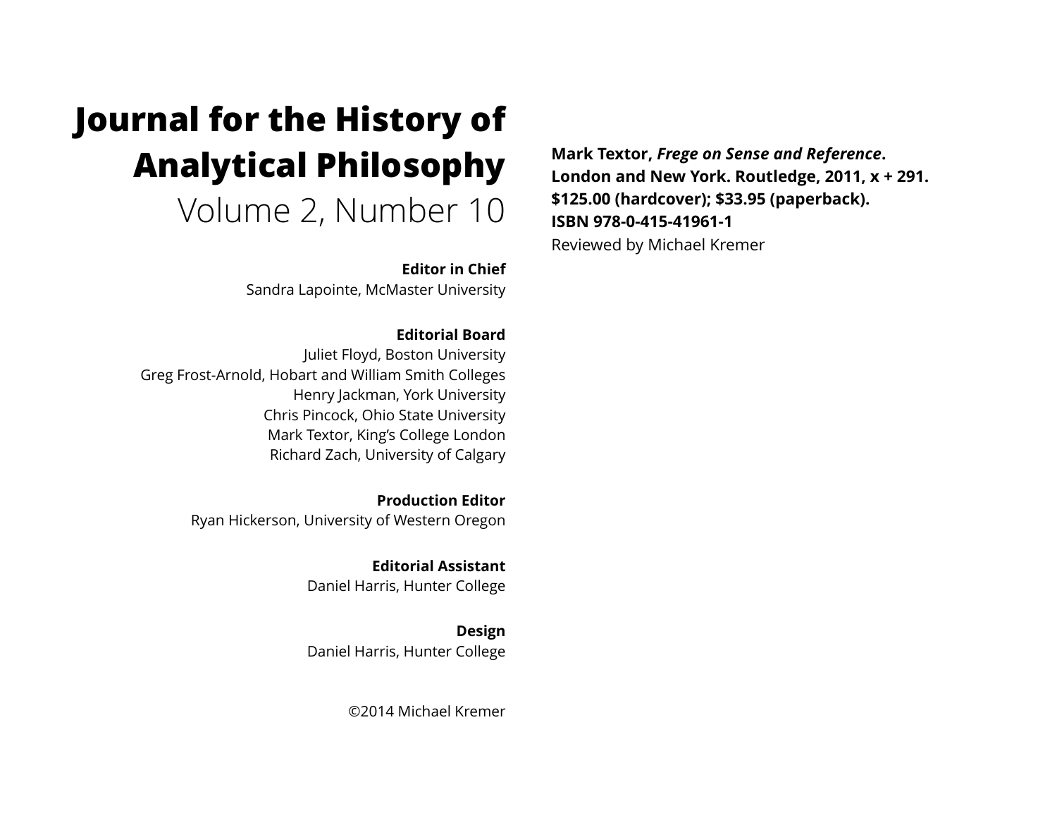# Journal for the History of Analytical Philosophy

Volume 2, Number 10

**Editor in Chief**
Sandra Lapointe, McMaster University

**Editorial Board**
Juliet Floyd, Boston University
Greg Frost-Arnold, Hobart and William Smith Colleges
Henry Jackman, York University
Chris Pincock, Ohio State University
Mark Textor, King's College London
Richard Zach, University of Calgary

**Production Editor**
Ryan Hickerson, University of Western Oregon

**Editorial Assistant**
Daniel Harris, Hunter College

**Design**
Daniel Harris, Hunter College

©2014 Michael Kremer

**Mark Textor, *Frege on Sense and Reference*. London and New York. Routledge, 2011, x + 291. $125.00 (hardcover); $33.95 (paperback). ISBN 978-0-415-41961-1**

Reviewed by Michael Kremer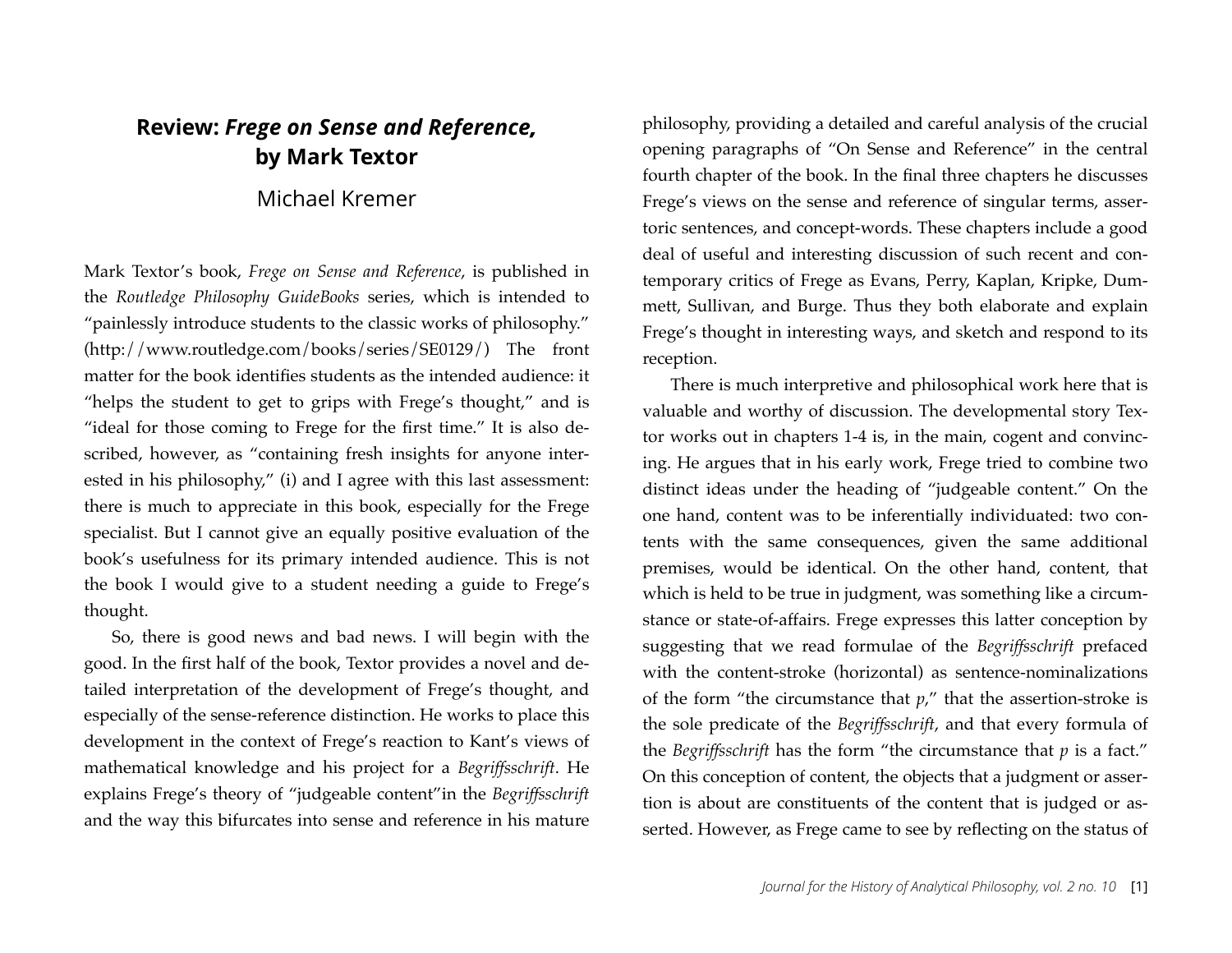# Review: *Frege on Sense and Reference*, by Mark Textor

Michael Kremer

Mark Textor's book, *Frege on Sense and Reference*, is published in the *Routledge Philosophy GuideBooks* series, which is intended to "painlessly introduce students to the classic works of philosophy." (http://www.routledge.com/books/series/SE0129/) The front matter for the book identifies students as the intended audience: it "helps the student to get to grips with Frege's thought," and is "ideal for those coming to Frege for the first time." It is also described, however, as "containing fresh insights for anyone interested in his philosophy," (i) and I agree with this last assessment: there is much to appreciate in this book, especially for the Frege specialist. But I cannot give an equally positive evaluation of the book's usefulness for its primary intended audience. This is not the book I would give to a student needing a guide to Frege's thought.

So, there is good news and bad news. I will begin with the good. In the first half of the book, Textor provides a novel and detailed interpretation of the development of Frege's thought, and especially of the sense-reference distinction. He works to place this development in the context of Frege's reaction to Kant's views of mathematical knowledge and his project for a *Begriffsschrift*. He explains Frege's theory of "judgeable content"in the *Begriffsschrift* and the way this bifurcates into sense and reference in his mature philosophy, providing a detailed and careful analysis of the crucial opening paragraphs of "On Sense and Reference" in the central fourth chapter of the book. In the final three chapters he discusses Frege's views on the sense and reference of singular terms, assertoric sentences, and concept-words. These chapters include a good deal of useful and interesting discussion of such recent and contemporary critics of Frege as Evans, Perry, Kaplan, Kripke, Dummett, Sullivan, and Burge. Thus they both elaborate and explain Frege's thought in interesting ways, and sketch and respond to its reception.

There is much interpretive and philosophical work here that is valuable and worthy of discussion. The developmental story Textor works out in chapters 1-4 is, in the main, cogent and convincing. He argues that in his early work, Frege tried to combine two distinct ideas under the heading of "judgeable content." On the one hand, content was to be inferentially individuated: two contents with the same consequences, given the same additional premises, would be identical. On the other hand, content, that which is held to be true in judgment, was something like a circumstance or state-of-affairs. Frege expresses this latter conception by suggesting that we read formulae of the *Begriffsschrift* prefaced with the content-stroke (horizontal) as sentence-nominalizations of the form "the circumstance that *p*," that the assertion-stroke is the sole predicate of the *Begriffsschrift*, and that every formula of the *Begriffsschrift* has the form "the circumstance that *p* is a fact." On this conception of content, the objects that a judgment or assertion is about are constituents of the content that is judged or asserted. However, as Frege came to see by reflecting on the status of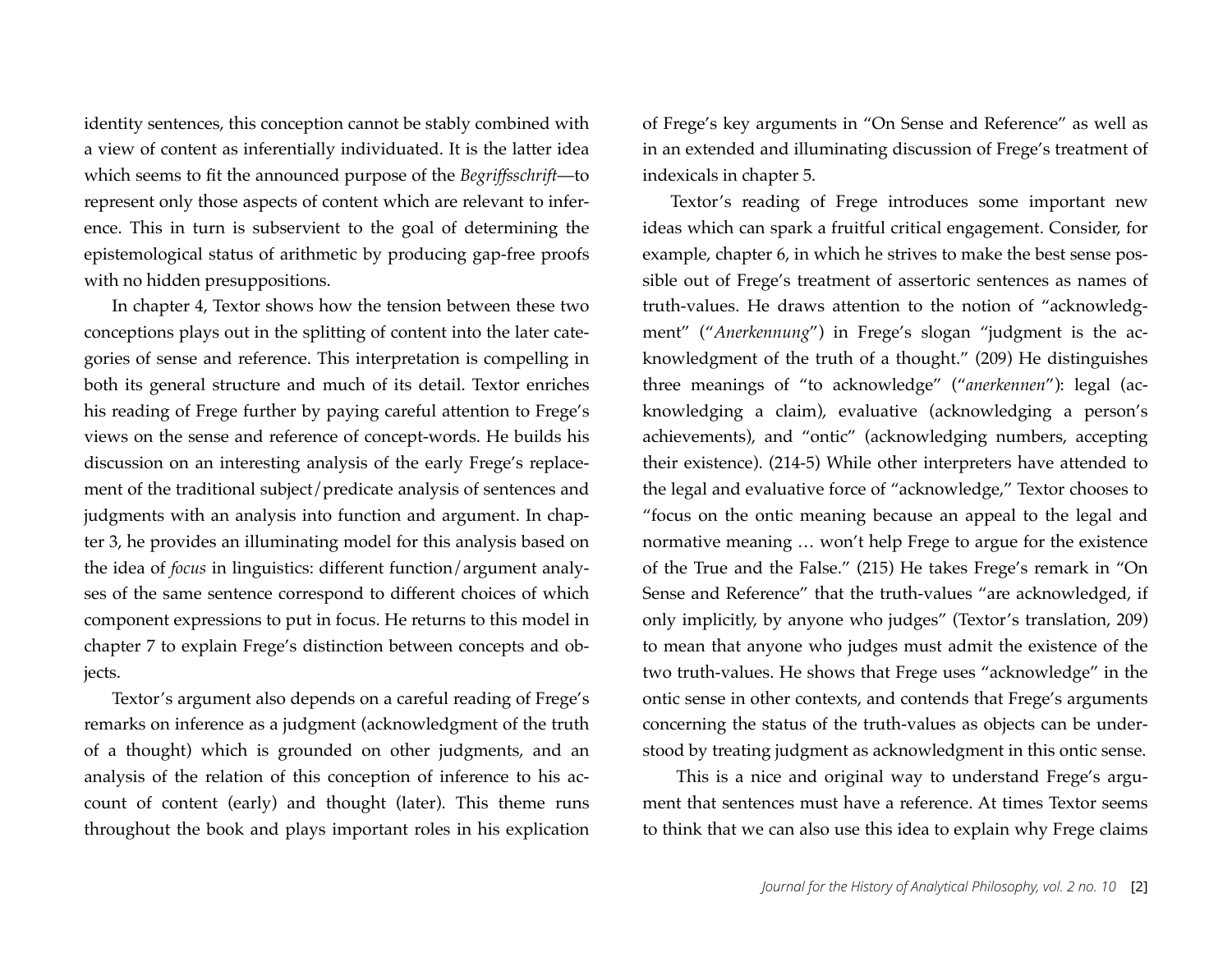identity sentences, this conception cannot be stably combined with a view of content as inferentially individuated. It is the latter idea which seems to fit the announced purpose of the *Begriffsschrift*—to represent only those aspects of content which are relevant to inference. This in turn is subservient to the goal of determining the epistemological status of arithmetic by producing gap-free proofs with no hidden presuppositions.

In chapter 4, Textor shows how the tension between these two conceptions plays out in the splitting of content into the later categories of sense and reference. This interpretation is compelling in both its general structure and much of its detail. Textor enriches his reading of Frege further by paying careful attention to Frege's views on the sense and reference of concept-words. He builds his discussion on an interesting analysis of the early Frege's replacement of the traditional subject/predicate analysis of sentences and judgments with an analysis into function and argument. In chapter 3, he provides an illuminating model for this analysis based on the idea of *focus* in linguistics: different function/argument analyses of the same sentence correspond to different choices of which component expressions to put in focus. He returns to this model in chapter 7 to explain Frege's distinction between concepts and objects.

Textor's argument also depends on a careful reading of Frege's remarks on inference as a judgment (acknowledgment of the truth of a thought) which is grounded on other judgments, and an analysis of the relation of this conception of inference to his account of content (early) and thought (later). This theme runs throughout the book and plays important roles in his explication of Frege's key arguments in "On Sense and Reference" as well as in an extended and illuminating discussion of Frege's treatment of indexicals in chapter 5.

Textor's reading of Frege introduces some important new ideas which can spark a fruitful critical engagement. Consider, for example, chapter 6, in which he strives to make the best sense possible out of Frege's treatment of assertoric sentences as names of truth-values. He draws attention to the notion of "acknowledgment" ("*Anerkennung*") in Frege's slogan "judgment is the acknowledgment of the truth of a thought." (209) He distinguishes three meanings of "to acknowledge" ("*anerkennen*"): legal (acknowledging a claim), evaluative (acknowledging a person's achievements), and "ontic" (acknowledging numbers, accepting their existence). (214-5) While other interpreters have attended to the legal and evaluative force of "acknowledge," Textor chooses to "focus on the ontic meaning because an appeal to the legal and normative meaning … won't help Frege to argue for the existence of the True and the False." (215) He takes Frege's remark in "On Sense and Reference" that the truth-values "are acknowledged, if only implicitly, by anyone who judges" (Textor's translation, 209) to mean that anyone who judges must admit the existence of the two truth-values. He shows that Frege uses "acknowledge" in the ontic sense in other contexts, and contends that Frege's arguments concerning the status of the truth-values as objects can be understood by treating judgment as acknowledgment in this ontic sense.

This is a nice and original way to understand Frege's argument that sentences must have a reference. At times Textor seems to think that we can also use this idea to explain why Frege claims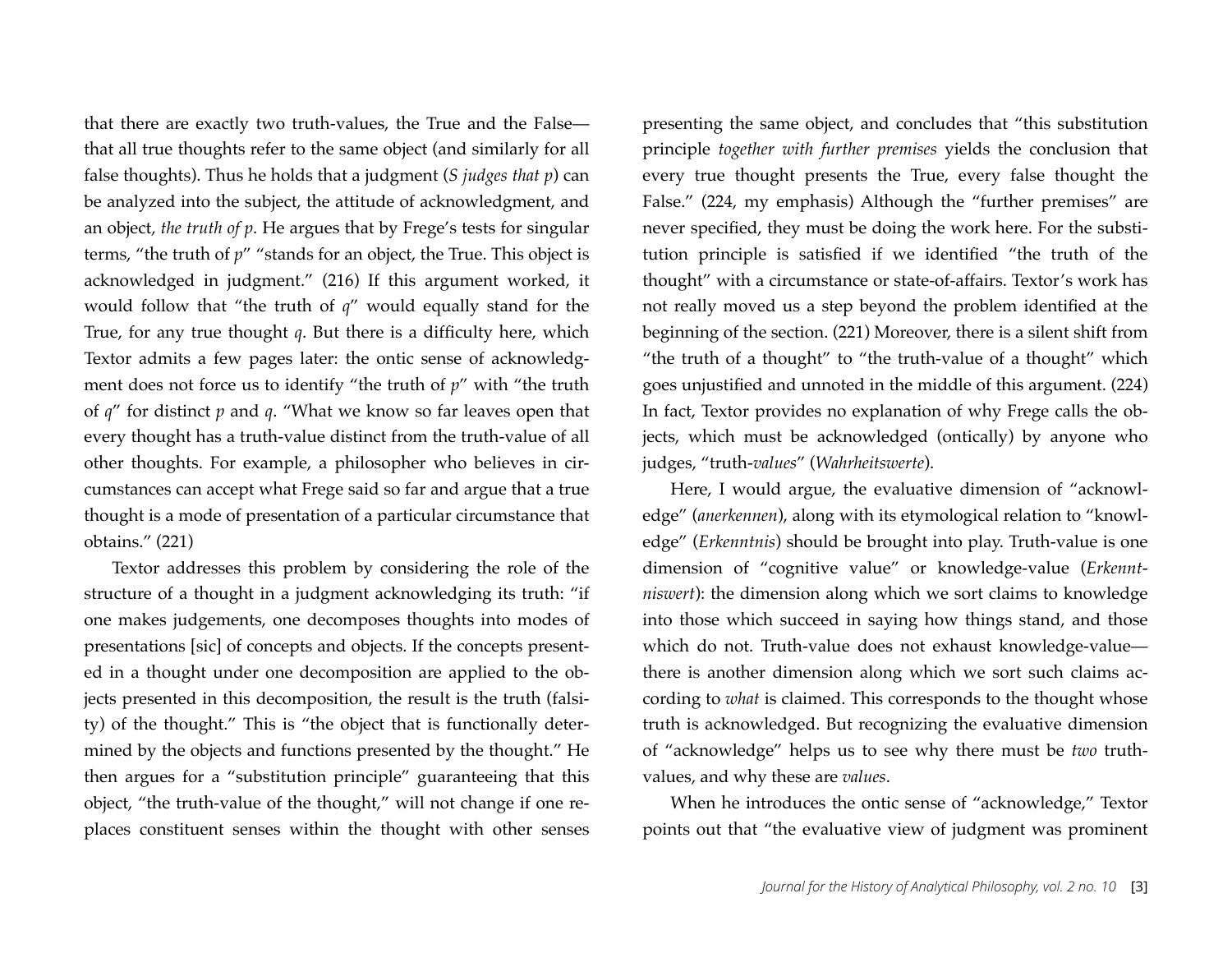that there are exactly two truth-values, the True and the False—that all true thoughts refer to the same object (and similarly for all false thoughts). Thus he holds that a judgment (*S judges that p*) can be analyzed into the subject, the attitude of acknowledgment, and an object, *the truth of p*. He argues that by Frege's tests for singular terms, "the truth of *p*" "stands for an object, the True. This object is acknowledged in judgment." (216) If this argument worked, it would follow that "the truth of *q*" would equally stand for the True, for any true thought *q*. But there is a difficulty here, which Textor admits a few pages later: the ontic sense of acknowledgment does not force us to identify "the truth of *p*" with "the truth of *q*" for distinct *p* and *q*. "What we know so far leaves open that every thought has a truth-value distinct from the truth-value of all other thoughts. For example, a philosopher who believes in circumstances can accept what Frege said so far and argue that a true thought is a mode of presentation of a particular circumstance that obtains." (221)

Textor addresses this problem by considering the role of the structure of a thought in a judgment acknowledging its truth: "if one makes judgements, one decomposes thoughts into modes of presentations [sic] of concepts and objects. If the concepts presented in a thought under one decomposition are applied to the objects presented in this decomposition, the result is the truth (falsity) of the thought." This is "the object that is functionally determined by the objects and functions presented by the thought." He then argues for a "substitution principle" guaranteeing that this object, "the truth-value of the thought," will not change if one replaces constituent senses within the thought with other senses presenting the same object, and concludes that "this substitution principle *together with further premises* yields the conclusion that every true thought presents the True, every false thought the False." (224, my emphasis) Although the "further premises" are never specified, they must be doing the work here. For the substitution principle is satisfied if we identified "the truth of the thought" with a circumstance or state-of-affairs. Textor's work has not really moved us a step beyond the problem identified at the beginning of the section. (221) Moreover, there is a silent shift from "the truth of a thought" to "the truth-value of a thought" which goes unjustified and unnoted in the middle of this argument. (224) In fact, Textor provides no explanation of why Frege calls the objects, which must be acknowledged (ontically) by anyone who judges, "truth-*values*" (*Wahrheitswerte*).

Here, I would argue, the evaluative dimension of "acknowledge" (*anerkennen*), along with its etymological relation to "knowledge" (*Erkenntnis*) should be brought into play. Truth-value is one dimension of "cognitive value" or knowledge-value (*Erkenntniswert*): the dimension along which we sort claims to knowledge into those which succeed in saying how things stand, and those which do not. Truth-value does not exhaust knowledge-value—there is another dimension along which we sort such claims according to *what* is claimed. This corresponds to the thought whose truth is acknowledged. But recognizing the evaluative dimension of "acknowledge" helps us to see why there must be *two* truth-values, and why these are *values*.

When he introduces the ontic sense of "acknowledge," Textor points out that "the evaluative view of judgment was prominent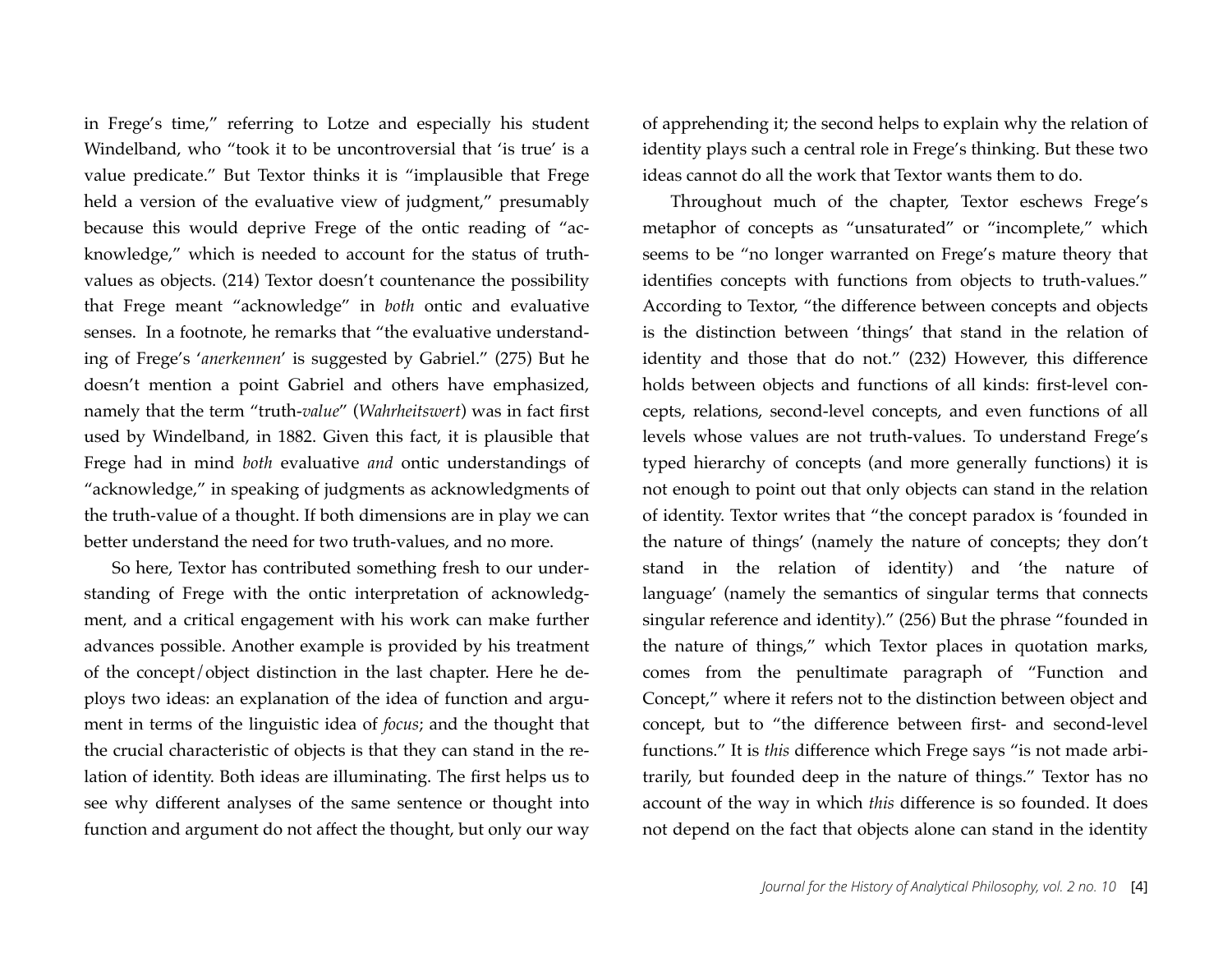in Frege's time," referring to Lotze and especially his student Windelband, who "took it to be uncontroversial that 'is true' is a value predicate." But Textor thinks it is "implausible that Frege held a version of the evaluative view of judgment," presumably because this would deprive Frege of the ontic reading of "acknowledge," which is needed to account for the status of truth-values as objects. (214) Textor doesn't countenance the possibility that Frege meant "acknowledge" in *both* ontic and evaluative senses. In a footnote, he remarks that "the evaluative understanding of Frege's '*anerkennen*' is suggested by Gabriel." (275) But he doesn't mention a point Gabriel and others have emphasized, namely that the term "truth-*value*" (*Wahrheitswert*) was in fact first used by Windelband, in 1882. Given this fact, it is plausible that Frege had in mind *both* evaluative *and* ontic understandings of "acknowledge," in speaking of judgments as acknowledgments of the truth-value of a thought. If both dimensions are in play we can better understand the need for two truth-values, and no more.

So here, Textor has contributed something fresh to our understanding of Frege with the ontic interpretation of acknowledgment, and a critical engagement with his work can make further advances possible. Another example is provided by his treatment of the concept/object distinction in the last chapter. Here he deploys two ideas: an explanation of the idea of function and argument in terms of the linguistic idea of *focus*; and the thought that the crucial characteristic of objects is that they can stand in the relation of identity. Both ideas are illuminating. The first helps us to see why different analyses of the same sentence or thought into function and argument do not affect the thought, but only our way of apprehending it; the second helps to explain why the relation of identity plays such a central role in Frege's thinking. But these two ideas cannot do all the work that Textor wants them to do.

Throughout much of the chapter, Textor eschews Frege's metaphor of concepts as "unsaturated" or "incomplete," which seems to be "no longer warranted on Frege's mature theory that identifies concepts with functions from objects to truth-values." According to Textor, "the difference between concepts and objects is the distinction between 'things' that stand in the relation of identity and those that do not." (232) However, this difference holds between objects and functions of all kinds: first-level concepts, relations, second-level concepts, and even functions of all levels whose values are not truth-values. To understand Frege's typed hierarchy of concepts (and more generally functions) it is not enough to point out that only objects can stand in the relation of identity. Textor writes that "the concept paradox is 'founded in the nature of things' (namely the nature of concepts; they don't stand in the relation of identity) and 'the nature of language' (namely the semantics of singular terms that connects singular reference and identity)." (256) But the phrase "founded in the nature of things," which Textor places in quotation marks, comes from the penultimate paragraph of "Function and Concept," where it refers not to the distinction between object and concept, but to "the difference between first- and second-level functions." It is *this* difference which Frege says "is not made arbitrarily, but founded deep in the nature of things." Textor has no account of the way in which *this* difference is so founded. It does not depend on the fact that objects alone can stand in the identity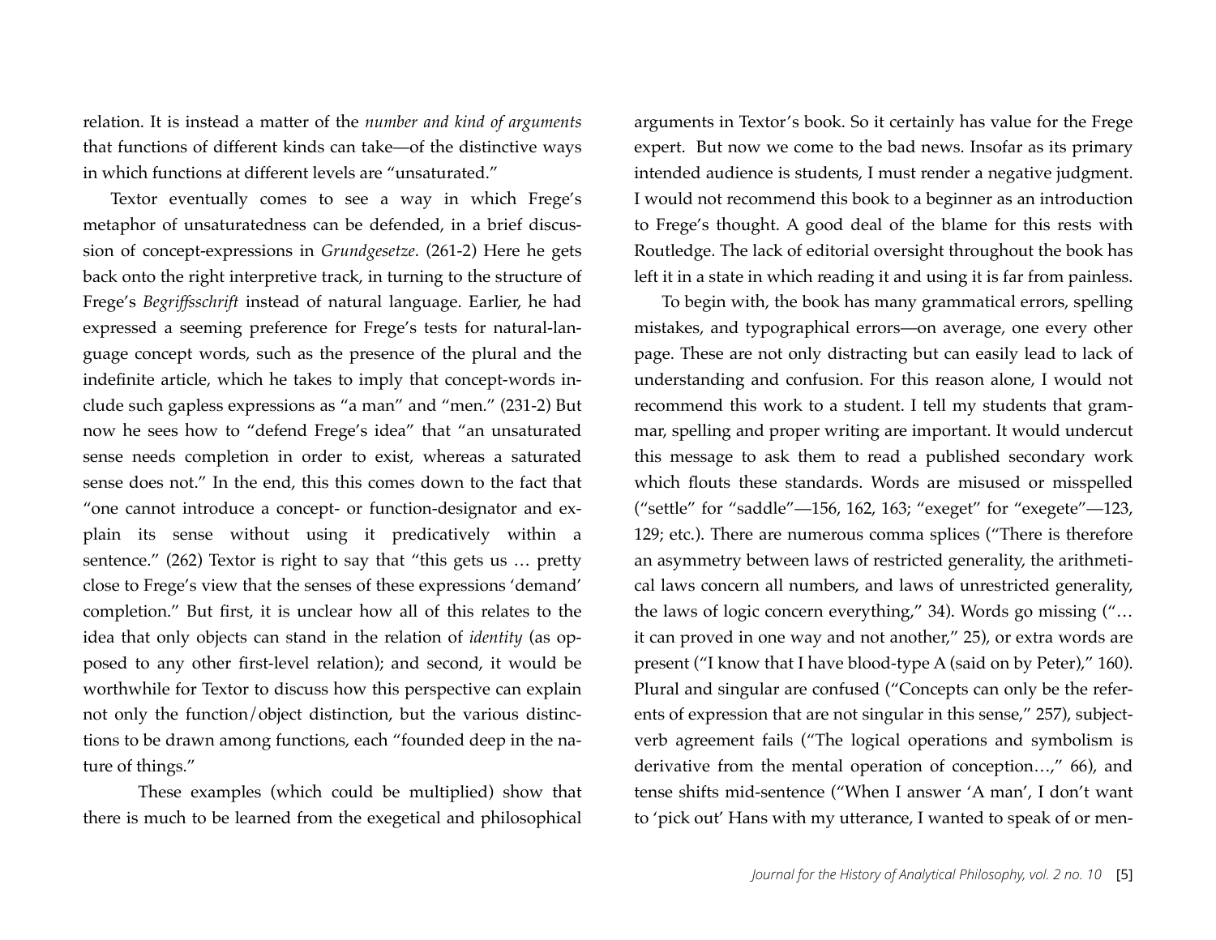relation. It is instead a matter of the *number and kind of arguments* that functions of different kinds can take—of the distinctive ways in which functions at different levels are "unsaturated."

Textor eventually comes to see a way in which Frege's metaphor of unsaturatedness can be defended, in a brief discussion of concept-expressions in *Grundgesetze*. (261-2) Here he gets back onto the right interpretive track, in turning to the structure of Frege's *Begriffsschrift* instead of natural language. Earlier, he had expressed a seeming preference for Frege's tests for natural-language concept words, such as the presence of the plural and the indefinite article, which he takes to imply that concept-words include such gapless expressions as "a man" and "men." (231-2) But now he sees how to "defend Frege's idea" that "an unsaturated sense needs completion in order to exist, whereas a saturated sense does not." In the end, this this comes down to the fact that "one cannot introduce a concept- or function-designator and explain its sense without using it predicatively within a sentence." (262) Textor is right to say that "this gets us … pretty close to Frege's view that the senses of these expressions 'demand' completion." But first, it is unclear how all of this relates to the idea that only objects can stand in the relation of *identity* (as opposed to any other first-level relation); and second, it would be worthwhile for Textor to discuss how this perspective can explain not only the function/object distinction, but the various distinctions to be drawn among functions, each "founded deep in the nature of things."

These examples (which could be multiplied) show that there is much to be learned from the exegetical and philosophical arguments in Textor's book. So it certainly has value for the Frege expert. But now we come to the bad news. Insofar as its primary intended audience is students, I must render a negative judgment. I would not recommend this book to a beginner as an introduction to Frege's thought. A good deal of the blame for this rests with Routledge. The lack of editorial oversight throughout the book has left it in a state in which reading it and using it is far from painless.

To begin with, the book has many grammatical errors, spelling mistakes, and typographical errors—on average, one every other page. These are not only distracting but can easily lead to lack of understanding and confusion. For this reason alone, I would not recommend this work to a student. I tell my students that grammar, spelling and proper writing are important. It would undercut this message to ask them to read a published secondary work which flouts these standards. Words are misused or misspelled ("settle" for "saddle"—156, 162, 163; "exeget" for "exegete"—123, 129; etc.). There are numerous comma splices ("There is therefore an asymmetry between laws of restricted generality, the arithmetical laws concern all numbers, and laws of unrestricted generality, the laws of logic concern everything," 34). Words go missing ("… it can proved in one way and not another," 25), or extra words are present ("I know that I have blood-type A (said on by Peter)," 160). Plural and singular are confused ("Concepts can only be the referents of expression that are not singular in this sense," 257), subject-verb agreement fails ("The logical operations and symbolism is derivative from the mental operation of conception…," 66), and tense shifts mid-sentence ("When I answer 'A man', I don't want to 'pick out' Hans with my utterance, I wanted to speak of or men-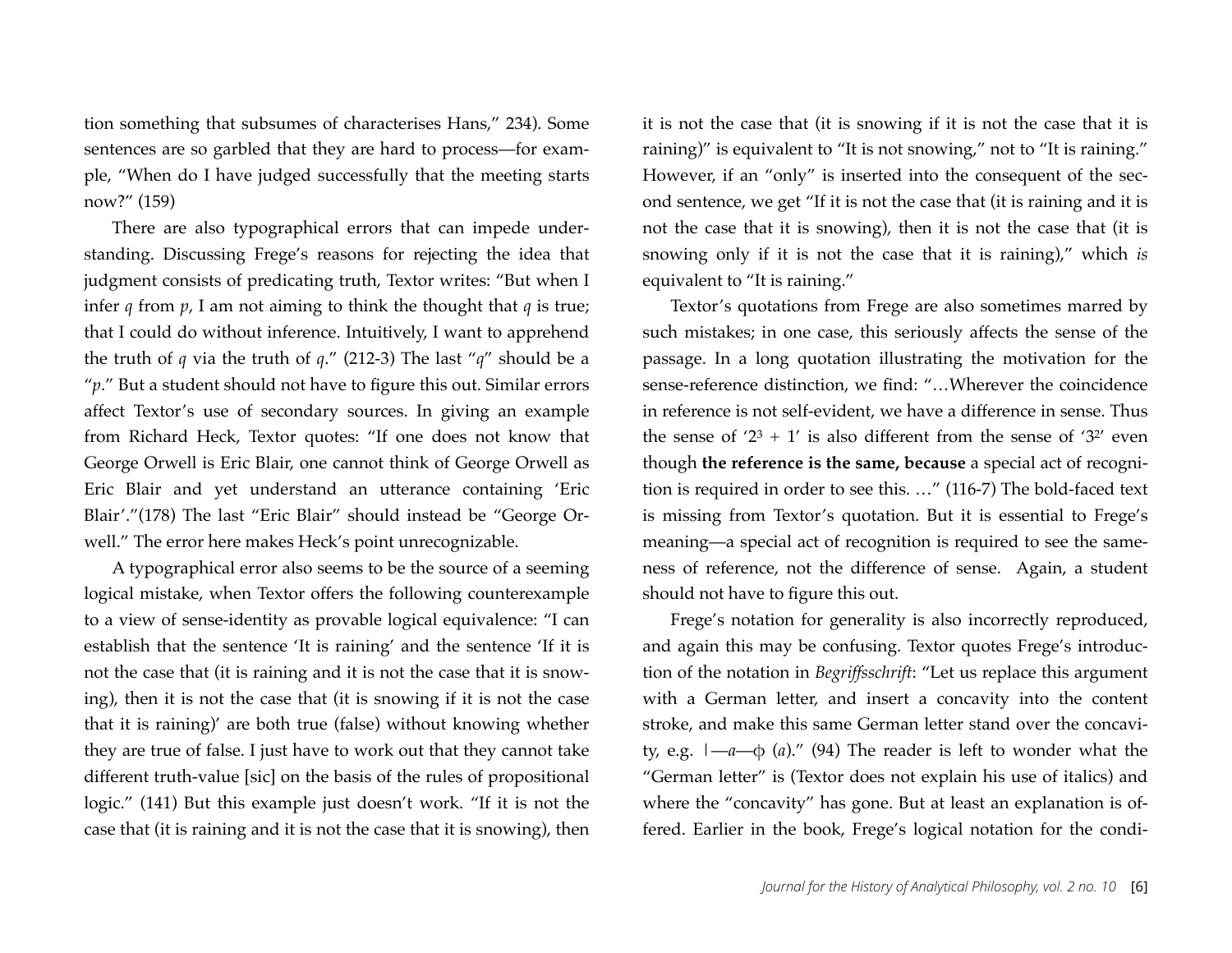tion something that subsumes of characterises Hans," 234). Some sentences are so garbled that they are hard to process—for example, "When do I have judged successfully that the meeting starts now?" (159)

There are also typographical errors that can impede understanding. Discussing Frege's reasons for rejecting the idea that judgment consists of predicating truth, Textor writes: "But when I infer *q* from *p*, I am not aiming to think the thought that *q* is true; that I could do without inference. Intuitively, I want to apprehend the truth of *q* via the truth of *q*." (212-3) The last "*q*" should be a "*p*." But a student should not have to figure this out. Similar errors affect Textor's use of secondary sources. In giving an example from Richard Heck, Textor quotes: "If one does not know that George Orwell is Eric Blair, one cannot think of George Orwell as Eric Blair and yet understand an utterance containing 'Eric Blair'."(178) The last "Eric Blair" should instead be "George Orwell." The error here makes Heck's point unrecognizable.

A typographical error also seems to be the source of a seeming logical mistake, when Textor offers the following counterexample to a view of sense-identity as provable logical equivalence: "I can establish that the sentence 'It is raining' and the sentence 'If it is not the case that (it is raining and it is not the case that it is snowing), then it is not the case that (it is snowing if it is not the case that it is raining)' are both true (false) without knowing whether they are true of false. I just have to work out that they cannot take different truth-value [sic] on the basis of the rules of propositional logic." (141) But this example just doesn't work. "If it is not the case that (it is raining and it is not the case that it is snowing), then it is not the case that (it is snowing if it is not the case that it is raining)" is equivalent to "It is not snowing," not to "It is raining." However, if an "only" is inserted into the consequent of the second sentence, we get "If it is not the case that (it is raining and it is not the case that it is snowing), then it is not the case that (it is snowing only if it is not the case that it is raining)," which *is* equivalent to "It is raining."

Textor's quotations from Frege are also sometimes marred by such mistakes; in one case, this seriously affects the sense of the passage. In a long quotation illustrating the motivation for the sense-reference distinction, we find: "…Wherever the coincidence in reference is not self-evident, we have a difference in sense. Thus the sense of '$2^3 + 1$' is also different from the sense of '$3^2$' even though **the reference is the same, because** a special act of recognition is required in order to see this. …" (116-7) The bold-faced text is missing from Textor's quotation. But it is essential to Frege's meaning—a special act of recognition is required to see the sameness of reference, not the difference of sense. Again, a student should not have to figure this out.

Frege's notation for generality is also incorrectly reproduced, and again this may be confusing. Textor quotes Frege's introduction of the notation in *Begriffsschrift*: "Let us replace this argument with a German letter, and insert a concavity into the content stroke, and make this same German letter stand over the concavity, e.g. |—*a*—ϕ (*a*)." (94) The reader is left to wonder what the "German letter" is (Textor does not explain his use of italics) and where the "concavity" has gone. But at least an explanation is offered. Earlier in the book, Frege's logical notation for the condi-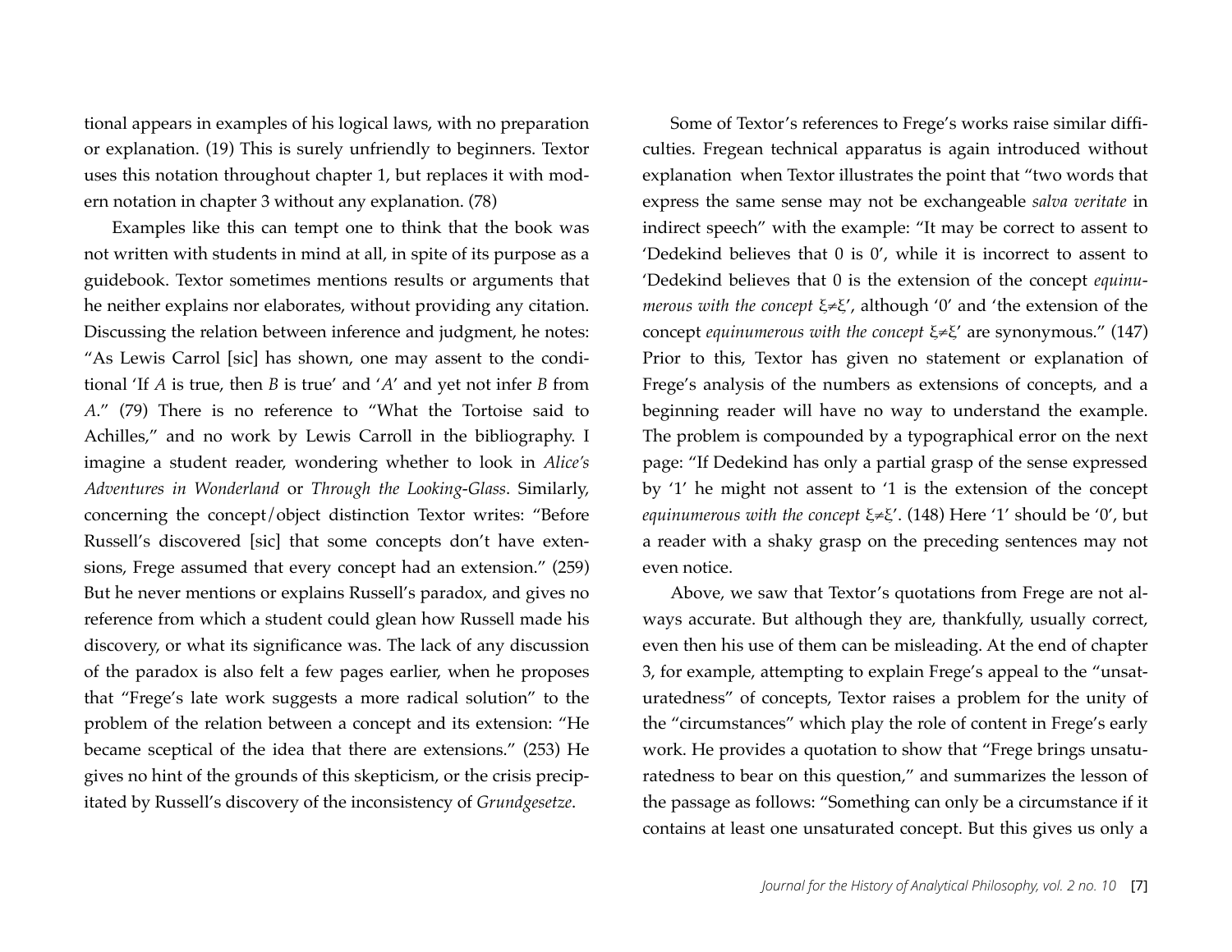tional appears in examples of his logical laws, with no preparation or explanation. (19) This is surely unfriendly to beginners. Textor uses this notation throughout chapter 1, but replaces it with modern notation in chapter 3 without any explanation. (78)

Examples like this can tempt one to think that the book was not written with students in mind at all, in spite of its purpose as a guidebook. Textor sometimes mentions results or arguments that he neither explains nor elaborates, without providing any citation. Discussing the relation between inference and judgment, he notes: "As Lewis Carrol [sic] has shown, one may assent to the conditional 'If *A* is true, then *B* is true' and '*A*' and yet not infer *B* from *A*." (79) There is no reference to "What the Tortoise said to Achilles," and no work by Lewis Carroll in the bibliography. I imagine a student reader, wondering whether to look in *Alice's Adventures in Wonderland* or *Through the Looking-Glass*. Similarly, concerning the concept/object distinction Textor writes: "Before Russell's discovered [sic] that some concepts don't have extensions, Frege assumed that every concept had an extension." (259) But he never mentions or explains Russell's paradox, and gives no reference from which a student could glean how Russell made his discovery, or what its significance was. The lack of any discussion of the paradox is also felt a few pages earlier, when he proposes that "Frege's late work suggests a more radical solution" to the problem of the relation between a concept and its extension: "He became sceptical of the idea that there are extensions." (253) He gives no hint of the grounds of this skepticism, or the crisis precipitated by Russell's discovery of the inconsistency of *Grundgesetze*.

Some of Textor's references to Frege's works raise similar difficulties. Fregean technical apparatus is again introduced without explanation when Textor illustrates the point that "two words that express the same sense may not be exchangeable *salva veritate* in indirect speech" with the example: "It may be correct to assent to 'Dedekind believes that 0 is 0', while it is incorrect to assent to 'Dedekind believes that 0 is the extension of the concept *equinumerous with the concept* $\xi \neq \xi$', although '0' and 'the extension of the concept *equinumerous with the concept* $\xi \neq \xi$' are synonymous." (147) Prior to this, Textor has given no statement or explanation of Frege's analysis of the numbers as extensions of concepts, and a beginning reader will have no way to understand the example. The problem is compounded by a typographical error on the next page: "If Dedekind has only a partial grasp of the sense expressed by '1' he might not assent to '1 is the extension of the concept *equinumerous with the concept* $\xi \neq \xi$'. (148) Here '1' should be '0', but a reader with a shaky grasp on the preceding sentences may not even notice.

Above, we saw that Textor's quotations from Frege are not always accurate. But although they are, thankfully, usually correct, even then his use of them can be misleading. At the end of chapter 3, for example, attempting to explain Frege's appeal to the "unsaturatedness" of concepts, Textor raises a problem for the unity of the "circumstances" which play the role of content in Frege's early work. He provides a quotation to show that "Frege brings unsaturatedness to bear on this question," and summarizes the lesson of the passage as follows: "Something can only be a circumstance if it contains at least one unsaturated concept. But this gives us only a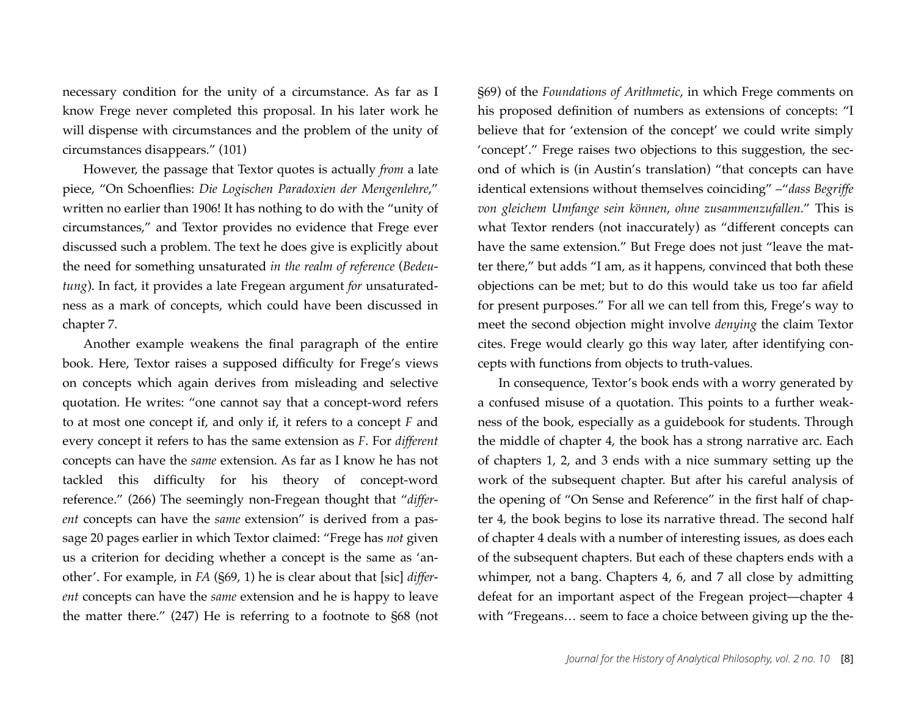necessary condition for the unity of a circumstance. As far as I know Frege never completed this proposal. In his later work he will dispense with circumstances and the problem of the unity of circumstances disappears." (101)

However, the passage that Textor quotes is actually *from* a late piece, "On Schoenflies: *Die Logischen Paradoxien der Mengenlehre*," written no earlier than 1906! It has nothing to do with the "unity of circumstances," and Textor provides no evidence that Frege ever discussed such a problem. The text he does give is explicitly about the need for something unsaturated *in the realm of reference* (*Bedeutung*). In fact, it provides a late Fregean argument *for* unsaturatedness as a mark of concepts, which could have been discussed in chapter 7.

Another example weakens the final paragraph of the entire book. Here, Textor raises a supposed difficulty for Frege's views on concepts which again derives from misleading and selective quotation. He writes: "one cannot say that a concept-word refers to at most one concept if, and only if, it refers to a concept *F* and every concept it refers to has the same extension as *F*. For *different* concepts can have the *same* extension. As far as I know he has not tackled this difficulty for his theory of concept-word reference." (266) The seemingly non-Fregean thought that "*different* concepts can have the *same* extension" is derived from a passage 20 pages earlier in which Textor claimed: "Frege has *not* given us a criterion for deciding whether a concept is the same as 'another'. For example, in *FA* (§69, 1) he is clear about that [sic] *different* concepts can have the *same* extension and he is happy to leave the matter there." (247) He is referring to a footnote to §68 (not §69) of the *Foundations of Arithmetic*, in which Frege comments on his proposed definition of numbers as extensions of concepts: "I believe that for 'extension of the concept' we could write simply 'concept'." Frege raises two objections to this suggestion, the second of which is (in Austin's translation) "that concepts can have identical extensions without themselves coinciding" –"*dass Begriffe von gleichem Umfange sein können, ohne zusammenzufallen*." This is what Textor renders (not inaccurately) as "different concepts can have the same extension." But Frege does not just "leave the matter there," but adds "I am, as it happens, convinced that both these objections can be met; but to do this would take us too far afield for present purposes." For all we can tell from this, Frege's way to meet the second objection might involve *denying* the claim Textor cites. Frege would clearly go this way later, after identifying concepts with functions from objects to truth-values.

In consequence, Textor's book ends with a worry generated by a confused misuse of a quotation. This points to a further weakness of the book, especially as a guidebook for students. Through the middle of chapter 4, the book has a strong narrative arc. Each of chapters 1, 2, and 3 ends with a nice summary setting up the work of the subsequent chapter. But after his careful analysis of the opening of "On Sense and Reference" in the first half of chapter 4, the book begins to lose its narrative thread. The second half of chapter 4 deals with a number of interesting issues, as does each of the subsequent chapters. But each of these chapters ends with a whimper, not a bang. Chapters 4, 6, and 7 all close by admitting defeat for an important aspect of the Fregean project—chapter 4 with "Fregeans… seem to face a choice between giving up the the-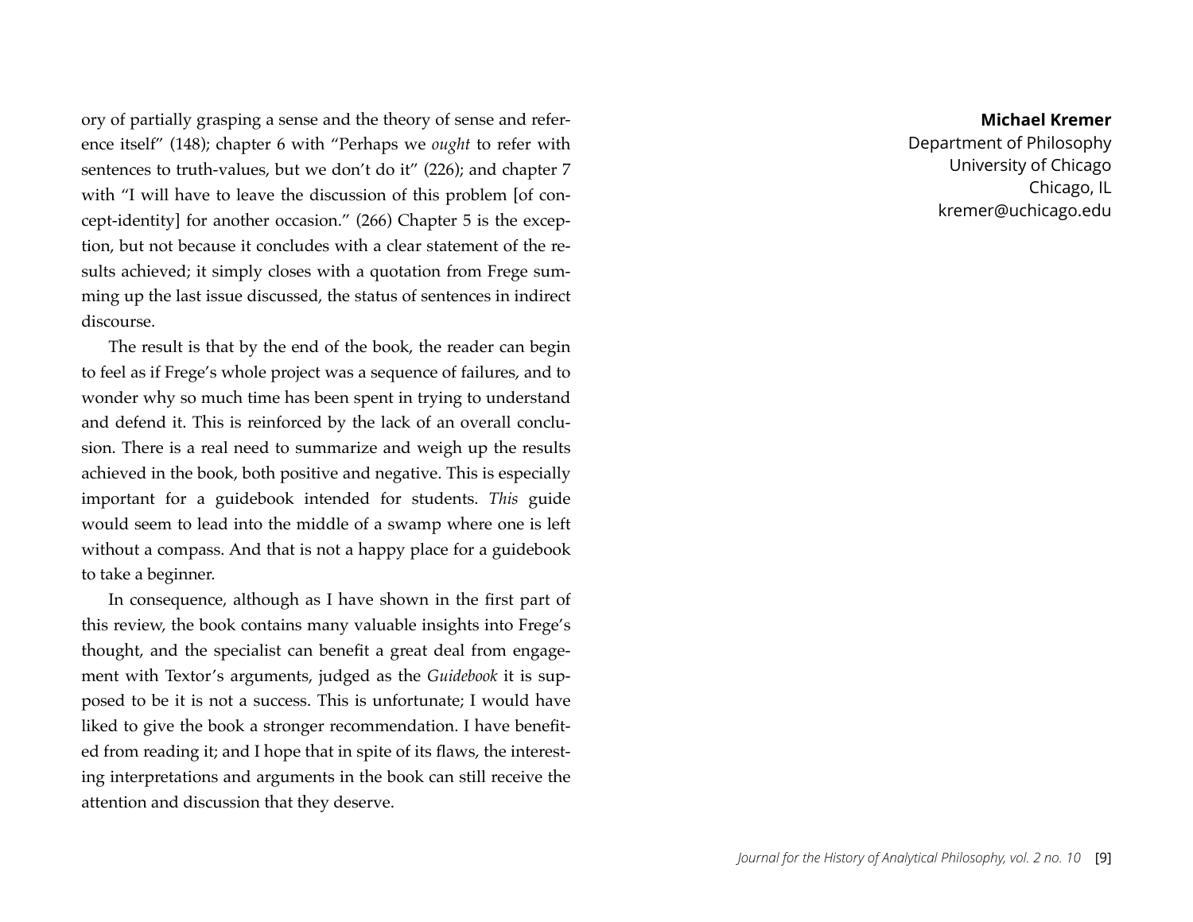ory of partially grasping a sense and the theory of sense and reference itself" (148); chapter 6 with "Perhaps we *ought* to refer with sentences to truth-values, but we don't do it" (226); and chapter 7 with "I will have to leave the discussion of this problem [of concept-identity] for another occasion." (266) Chapter 5 is the exception, but not because it concludes with a clear statement of the results achieved; it simply closes with a quotation from Frege summing up the last issue discussed, the status of sentences in indirect discourse.

The result is that by the end of the book, the reader can begin to feel as if Frege's whole project was a sequence of failures, and to wonder why so much time has been spent in trying to understand and defend it. This is reinforced by the lack of an overall conclusion. There is a real need to summarize and weigh up the results achieved in the book, both positive and negative. This is especially important for a guidebook intended for students. *This* guide would seem to lead into the middle of a swamp where one is left without a compass. And that is not a happy place for a guidebook to take a beginner.

In consequence, although as I have shown in the first part of this review, the book contains many valuable insights into Frege's thought, and the specialist can benefit a great deal from engagement with Textor's arguments, judged as the *Guidebook* it is supposed to be it is not a success. This is unfortunate; I would have liked to give the book a stronger recommendation. I have benefited from reading it; and I hope that in spite of its flaws, the interesting interpretations and arguments in the book can still receive the attention and discussion that they deserve.

**Michael Kremer**
Department of Philosophy
University of Chicago
Chicago, IL
kremer@uchicago.edu